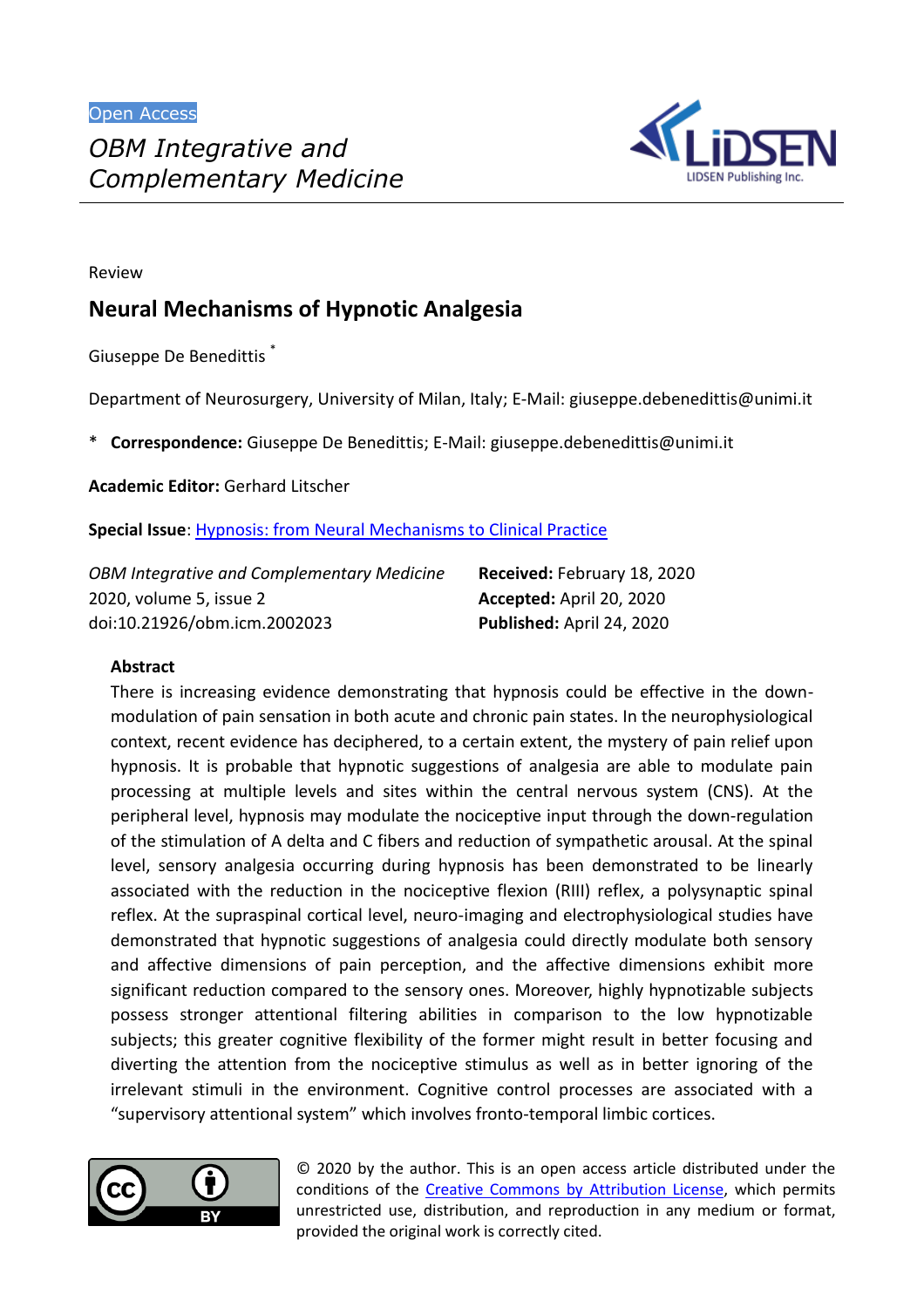Open Access

*OBM Integrative and Complementary Medicine*

Review

# Neural Mechanisms of Hypnotic Analgesia

Giuseppe De Benedittis *

Department of Neurosurgery, University of Milan, Italy; E-Mail: giuseppe.debenedittis@unimi.it

\* **Correspondence:** Giuseppe De Benedittis; E-Mail: giuseppe.debenedittis@unimi.it

**Academic Editor:** Gerhard Litscher

**Special Issue**: Hypnosis: from Neural Mechanisms to Clinical Practice

*OBM Integrative and Complementary Medicine*
2020, volume 5, issue 2
doi:10.21926/obm.icm.2002023

**Received:** February 18, 2020
**Accepted:** April 20, 2020
**Published:** April 24, 2020

## Abstract

There is increasing evidence demonstrating that hypnosis could be effective in the down-modulation of pain sensation in both acute and chronic pain states. In the neurophysiological context, recent evidence has deciphered, to a certain extent, the mystery of pain relief upon hypnosis. It is probable that hypnotic suggestions of analgesia are able to modulate pain processing at multiple levels and sites within the central nervous system (CNS). At the peripheral level, hypnosis may modulate the nociceptive input through the down-regulation of the stimulation of A delta and C fibers and reduction of sympathetic arousal. At the spinal level, sensory analgesia occurring during hypnosis has been demonstrated to be linearly associated with the reduction in the nociceptive flexion (RIII) reflex, a polysynaptic spinal reflex. At the supraspinal cortical level, neuro-imaging and electrophysiological studies have demonstrated that hypnotic suggestions of analgesia could directly modulate both sensory and affective dimensions of pain perception, and the affective dimensions exhibit more significant reduction compared to the sensory ones. Moreover, highly hypnotizable subjects possess stronger attentional filtering abilities in comparison to the low hypnotizable subjects; this greater cognitive flexibility of the former might result in better focusing and diverting the attention from the nociceptive stimulus as well as in better ignoring of the irrelevant stimuli in the environment. Cognitive control processes are associated with a "supervisory attentional system" which involves fronto-temporal limbic cortices.

© 2020 by the author. This is an open access article distributed under the conditions of the Creative Commons by Attribution License, which permits unrestricted use, distribution, and reproduction in any medium or format, provided the original work is correctly cited.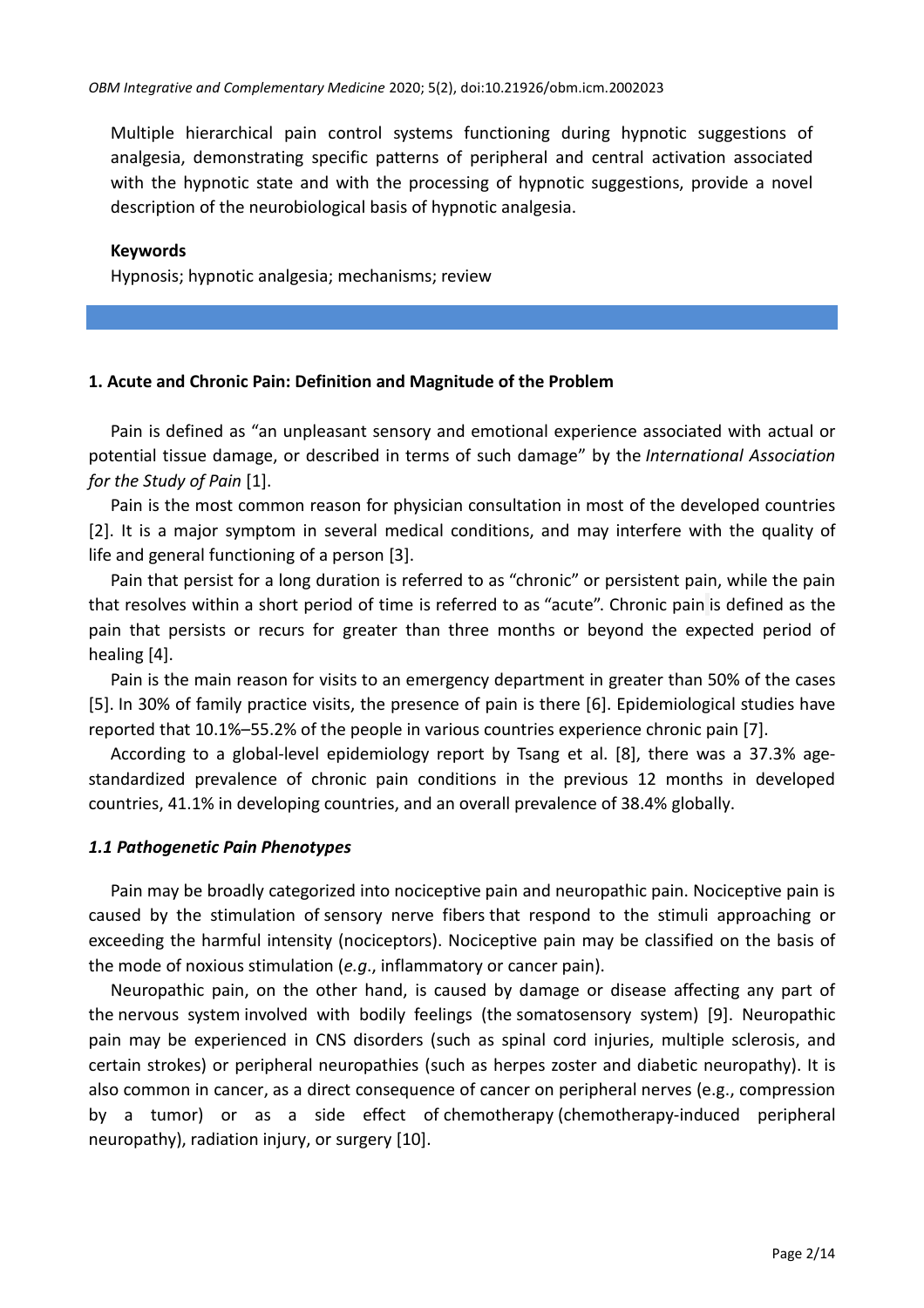Multiple hierarchical pain control systems functioning during hypnotic suggestions of analgesia, demonstrating specific patterns of peripheral and central activation associated with the hypnotic state and with the processing of hypnotic suggestions, provide a novel description of the neurobiological basis of hypnotic analgesia.

**Keywords**

Hypnosis; hypnotic analgesia; mechanisms; review

## 1. Acute and Chronic Pain: Definition and Magnitude of the Problem

Pain is defined as "an unpleasant sensory and emotional experience associated with actual or potential tissue damage, or described in terms of such damage" by the *International Association for the Study of Pain* [1].

Pain is the most common reason for physician consultation in most of the developed countries [2]. It is a major symptom in several medical conditions, and may interfere with the quality of life and general functioning of a person [3].

Pain that persist for a long duration is referred to as "chronic" or persistent pain, while the pain that resolves within a short period of time is referred to as "acute". Chronic pain is defined as the pain that persists or recurs for greater than three months or beyond the expected period of healing [4].

Pain is the main reason for visits to an emergency department in greater than 50% of the cases [5]. In 30% of family practice visits, the presence of pain is there [6]. Epidemiological studies have reported that 10.1%–55.2% of the people in various countries experience chronic pain [7].

According to a global-level epidemiology report by Tsang et al. [8], there was a 37.3% age-standardized prevalence of chronic pain conditions in the previous 12 months in developed countries, 41.1% in developing countries, and an overall prevalence of 38.4% globally.

### *1.1 Pathogenetic Pain Phenotypes*

Pain may be broadly categorized into nociceptive pain and neuropathic pain. Nociceptive pain is caused by the stimulation of sensory nerve fibers that respond to the stimuli approaching or exceeding the harmful intensity (nociceptors). Nociceptive pain may be classified on the basis of the mode of noxious stimulation (*e.g.*, inflammatory or cancer pain).

Neuropathic pain, on the other hand, is caused by damage or disease affecting any part of the nervous system involved with bodily feelings (the somatosensory system) [9]. Neuropathic pain may be experienced in CNS disorders (such as spinal cord injuries, multiple sclerosis, and certain strokes) or peripheral neuropathies (such as herpes zoster and diabetic neuropathy). It is also common in cancer, as a direct consequence of cancer on peripheral nerves (e.g., compression by a tumor) or as a side effect of chemotherapy (chemotherapy-induced peripheral neuropathy), radiation injury, or surgery [10].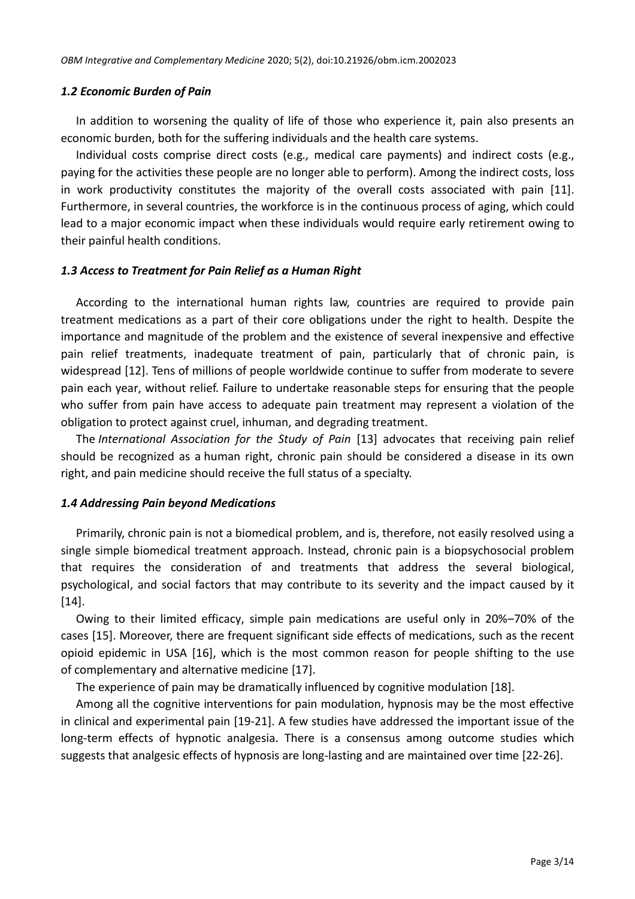### *1.2 Economic Burden of Pain*

In addition to worsening the quality of life of those who experience it, pain also presents an economic burden, both for the suffering individuals and the health care systems.

Individual costs comprise direct costs (e.g*.,* medical care payments) and indirect costs (e.g., paying for the activities these people are no longer able to perform). Among the indirect costs, loss in work productivity constitutes the majority of the overall costs associated with pain [11]. Furthermore, in several countries, the workforce is in the continuous process of aging, which could lead to a major economic impact when these individuals would require early retirement owing to their painful health conditions.

### *1.3 Access to Treatment for Pain Relief as a Human Right*

According to the international human rights law, countries are required to provide pain treatment medications as a part of their core obligations under the right to health. Despite the importance and magnitude of the problem and the existence of several inexpensive and effective pain relief treatments, inadequate treatment of pain, particularly that of chronic pain, is widespread [12]. Tens of millions of people worldwide continue to suffer from moderate to severe pain each year, without relief. Failure to undertake reasonable steps for ensuring that the people who suffer from pain have access to adequate pain treatment may represent a violation of the obligation to protect against cruel, inhuman, and degrading treatment.

The *International Association for the Study of Pain* [13] advocates that receiving pain relief should be recognized as a human right, chronic pain should be considered a disease in its own right, and pain medicine should receive the full status of a specialty.

### *1.4 Addressing Pain beyond Medications*

Primarily, chronic pain is not a biomedical problem, and is, therefore, not easily resolved using a single simple biomedical treatment approach. Instead, chronic pain is a biopsychosocial problem that requires the consideration of and treatments that address the several biological, psychological, and social factors that may contribute to its severity and the impact caused by it [14].

Owing to their limited efficacy, simple pain medications are useful only in 20%–70% of the cases [15]. Moreover, there are frequent significant side effects of medications, such as the recent opioid epidemic in USA [16], which is the most common reason for people shifting to the use of complementary and alternative medicine [17].

The experience of pain may be dramatically influenced by cognitive modulation [18].

Among all the cognitive interventions for pain modulation, hypnosis may be the most effective in clinical and experimental pain [19-21]. A few studies have addressed the important issue of the long-term effects of hypnotic analgesia. There is a consensus among outcome studies which suggests that analgesic effects of hypnosis are long-lasting and are maintained over time [22-26].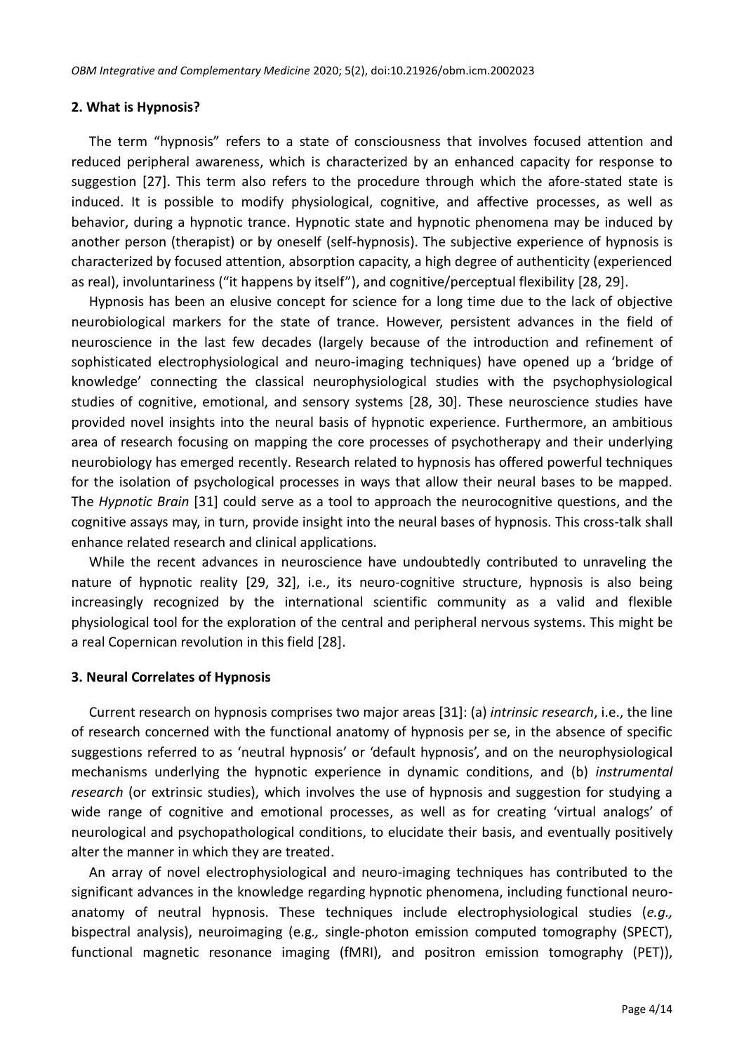## 2. What is Hypnosis?

The term "hypnosis" refers to a state of consciousness that involves focused attention and reduced peripheral awareness, which is characterized by an enhanced capacity for response to suggestion [27]. This term also refers to the procedure through which the afore-stated state is induced. It is possible to modify physiological, cognitive, and affective processes, as well as behavior, during a hypnotic trance. Hypnotic state and hypnotic phenomena may be induced by another person (therapist) or by oneself (self-hypnosis). The subjective experience of hypnosis is characterized by focused attention, absorption capacity, a high degree of authenticity (experienced as real), involuntariness ("it happens by itself"), and cognitive/perceptual flexibility [28, 29].

Hypnosis has been an elusive concept for science for a long time due to the lack of objective neurobiological markers for the state of trance. However, persistent advances in the field of neuroscience in the last few decades (largely because of the introduction and refinement of sophisticated electrophysiological and neuro-imaging techniques) have opened up a 'bridge of knowledge' connecting the classical neurophysiological studies with the psychophysiological studies of cognitive, emotional, and sensory systems [28, 30]. These neuroscience studies have provided novel insights into the neural basis of hypnotic experience. Furthermore, an ambitious area of research focusing on mapping the core processes of psychotherapy and their underlying neurobiology has emerged recently. Research related to hypnosis has offered powerful techniques for the isolation of psychological processes in ways that allow their neural bases to be mapped. The *Hypnotic Brain* [31] could serve as a tool to approach the neurocognitive questions, and the cognitive assays may, in turn, provide insight into the neural bases of hypnosis. This cross-talk shall enhance related research and clinical applications.

While the recent advances in neuroscience have undoubtedly contributed to unraveling the nature of hypnotic reality [29, 32], i.e., its neuro-cognitive structure, hypnosis is also being increasingly recognized by the international scientific community as a valid and flexible physiological tool for the exploration of the central and peripheral nervous systems. This might be a real Copernican revolution in this field [28].

## 3. Neural Correlates of Hypnosis

Current research on hypnosis comprises two major areas [31]: (a) *intrinsic research*, i.e., the line of research concerned with the functional anatomy of hypnosis per se, in the absence of specific suggestions referred to as 'neutral hypnosis' or 'default hypnosis', and on the neurophysiological mechanisms underlying the hypnotic experience in dynamic conditions, and (b) *instrumental research* (or extrinsic studies), which involves the use of hypnosis and suggestion for studying a wide range of cognitive and emotional processes, as well as for creating 'virtual analogs' of neurological and psychopathological conditions, to elucidate their basis, and eventually positively alter the manner in which they are treated.

An array of novel electrophysiological and neuro-imaging techniques has contributed to the significant advances in the knowledge regarding hypnotic phenomena, including functional neuro-anatomy of neutral hypnosis. These techniques include electrophysiological studies (*e.g.,* bispectral analysis), neuroimaging (e.g.*,* single-photon emission computed tomography (SPECT), functional magnetic resonance imaging (fMRI), and positron emission tomography (PET)),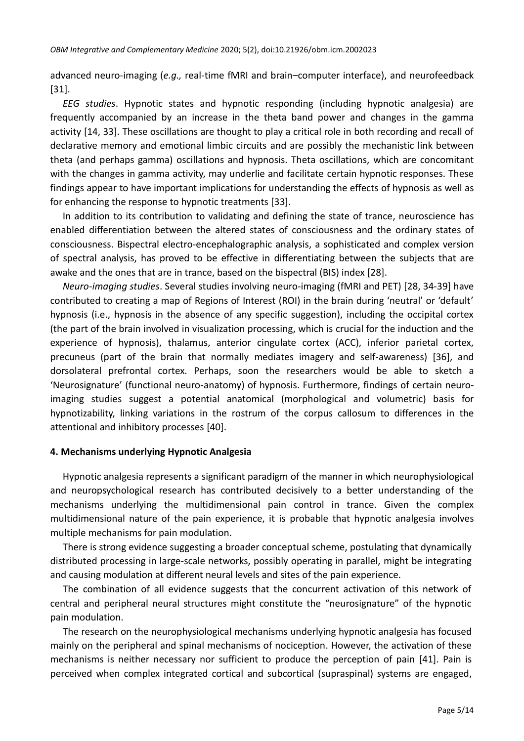advanced neuro-imaging (*e.g.,* real-time fMRI and brain–computer interface), and neurofeedback [31].

*EEG studies*. Hypnotic states and hypnotic responding (including hypnotic analgesia) are frequently accompanied by an increase in the theta band power and changes in the gamma activity [14, 33]. These oscillations are thought to play a critical role in both recording and recall of declarative memory and emotional limbic circuits and are possibly the mechanistic link between theta (and perhaps gamma) oscillations and hypnosis. Theta oscillations, which are concomitant with the changes in gamma activity, may underlie and facilitate certain hypnotic responses. These findings appear to have important implications for understanding the effects of hypnosis as well as for enhancing the response to hypnotic treatments [33].

In addition to its contribution to validating and defining the state of trance, neuroscience has enabled differentiation between the altered states of consciousness and the ordinary states of consciousness. Bispectral electro-encephalographic analysis, a sophisticated and complex version of spectral analysis, has proved to be effective in differentiating between the subjects that are awake and the ones that are in trance, based on the bispectral (BIS) index [28].

*Neuro-imaging studies*. Several studies involving neuro-imaging (fMRI and PET) [28, 34-39] have contributed to creating a map of Regions of Interest (ROI) in the brain during 'neutral' or 'default' hypnosis (i.e., hypnosis in the absence of any specific suggestion), including the occipital cortex (the part of the brain involved in visualization processing, which is crucial for the induction and the experience of hypnosis), thalamus, anterior cingulate cortex (ACC), inferior parietal cortex, precuneus (part of the brain that normally mediates imagery and self-awareness) [36], and dorsolateral prefrontal cortex. Perhaps, soon the researchers would be able to sketch a 'Neurosignature' (functional neuro-anatomy) of hypnosis. Furthermore, findings of certain neuro-imaging studies suggest a potential anatomical (morphological and volumetric) basis for hypnotizability, linking variations in the rostrum of the corpus callosum to differences in the attentional and inhibitory processes [40].

## 4. Mechanisms underlying Hypnotic Analgesia

Hypnotic analgesia represents a significant paradigm of the manner in which neurophysiological and neuropsychological research has contributed decisively to a better understanding of the mechanisms underlying the multidimensional pain control in trance. Given the complex multidimensional nature of the pain experience, it is probable that hypnotic analgesia involves multiple mechanisms for pain modulation.

There is strong evidence suggesting a broader conceptual scheme, postulating that dynamically distributed processing in large-scale networks, possibly operating in parallel, might be integrating and causing modulation at different neural levels and sites of the pain experience.

The combination of all evidence suggests that the concurrent activation of this network of central and peripheral neural structures might constitute the "neurosignature" of the hypnotic pain modulation.

The research on the neurophysiological mechanisms underlying hypnotic analgesia has focused mainly on the peripheral and spinal mechanisms of nociception. However, the activation of these mechanisms is neither necessary nor sufficient to produce the perception of pain [41]. Pain is perceived when complex integrated cortical and subcortical (supraspinal) systems are engaged,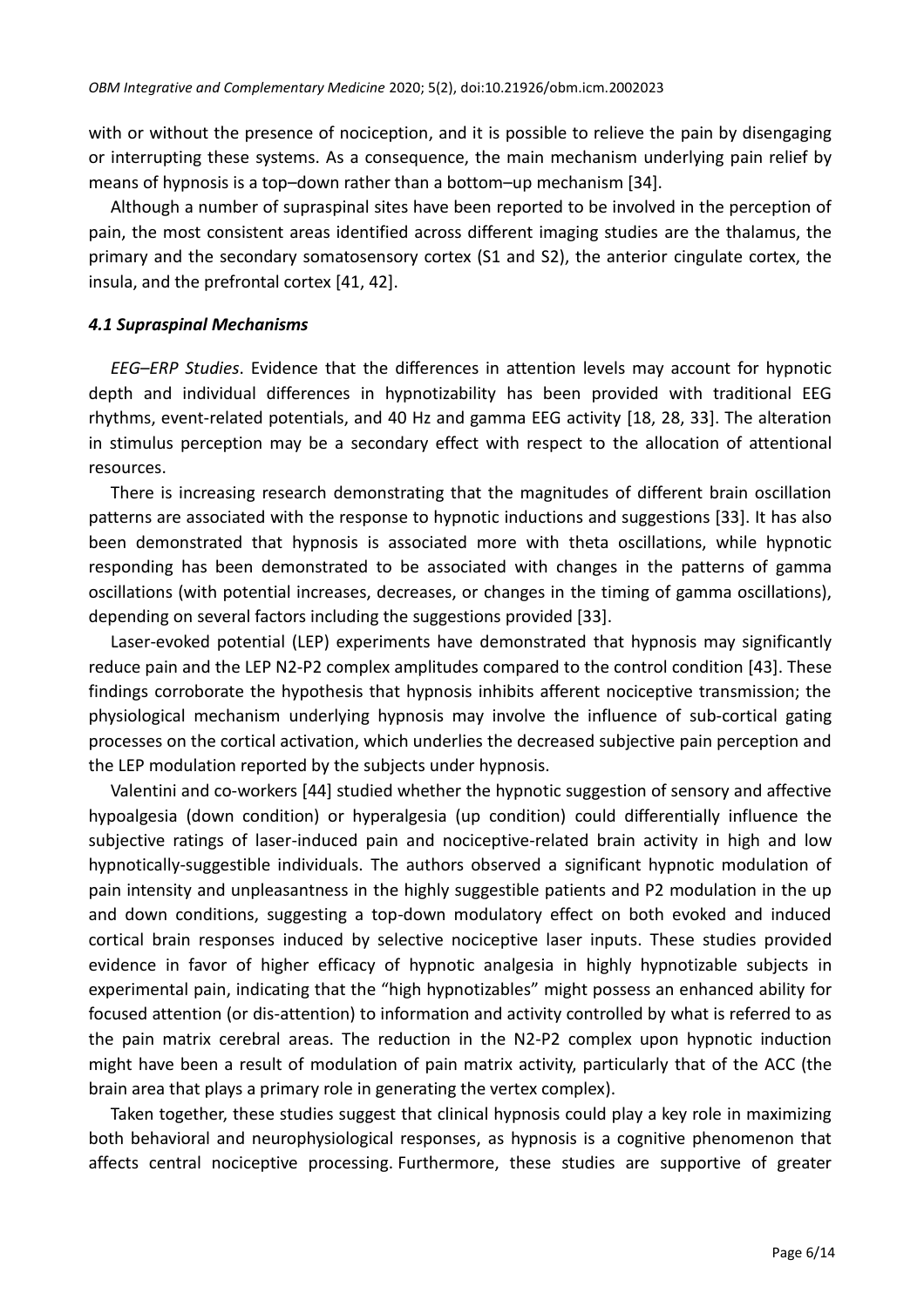with or without the presence of nociception, and it is possible to relieve the pain by disengaging or interrupting these systems. As a consequence, the main mechanism underlying pain relief by means of hypnosis is a top–down rather than a bottom–up mechanism [34].

Although a number of supraspinal sites have been reported to be involved in the perception of pain, the most consistent areas identified across different imaging studies are the thalamus, the primary and the secondary somatosensory cortex (S1 and S2), the anterior cingulate cortex, the insula, and the prefrontal cortex [41, 42].

### *4.1 Supraspinal Mechanisms*

*EEG–ERP Studies*. Evidence that the differences in attention levels may account for hypnotic depth and individual differences in hypnotizability has been provided with traditional EEG rhythms, event-related potentials, and 40 Hz and gamma EEG activity [18, 28, 33]. The alteration in stimulus perception may be a secondary effect with respect to the allocation of attentional resources.

There is increasing research demonstrating that the magnitudes of different brain oscillation patterns are associated with the response to hypnotic inductions and suggestions [33]. It has also been demonstrated that hypnosis is associated more with theta oscillations, while hypnotic responding has been demonstrated to be associated with changes in the patterns of gamma oscillations (with potential increases, decreases, or changes in the timing of gamma oscillations), depending on several factors including the suggestions provided [33].

Laser-evoked potential (LEP) experiments have demonstrated that hypnosis may significantly reduce pain and the LEP N2-P2 complex amplitudes compared to the control condition [43]. These findings corroborate the hypothesis that hypnosis inhibits afferent nociceptive transmission; the physiological mechanism underlying hypnosis may involve the influence of sub-cortical gating processes on the cortical activation, which underlies the decreased subjective pain perception and the LEP modulation reported by the subjects under hypnosis.

Valentini and co-workers [44] studied whether the hypnotic suggestion of sensory and affective hypoalgesia (down condition) or hyperalgesia (up condition) could differentially influence the subjective ratings of laser-induced pain and nociceptive-related brain activity in high and low hypnotically-suggestible individuals. The authors observed a significant hypnotic modulation of pain intensity and unpleasantness in the highly suggestible patients and P2 modulation in the up and down conditions, suggesting a top-down modulatory effect on both evoked and induced cortical brain responses induced by selective nociceptive laser inputs. These studies provided evidence in favor of higher efficacy of hypnotic analgesia in highly hypnotizable subjects in experimental pain, indicating that the "high hypnotizables" might possess an enhanced ability for focused attention (or dis-attention) to information and activity controlled by what is referred to as the pain matrix cerebral areas. The reduction in the N2-P2 complex upon hypnotic induction might have been a result of modulation of pain matrix activity, particularly that of the ACC (the brain area that plays a primary role in generating the vertex complex).

Taken together, these studies suggest that clinical hypnosis could play a key role in maximizing both behavioral and neurophysiological responses, as hypnosis is a cognitive phenomenon that affects central nociceptive processing. Furthermore, these studies are supportive of greater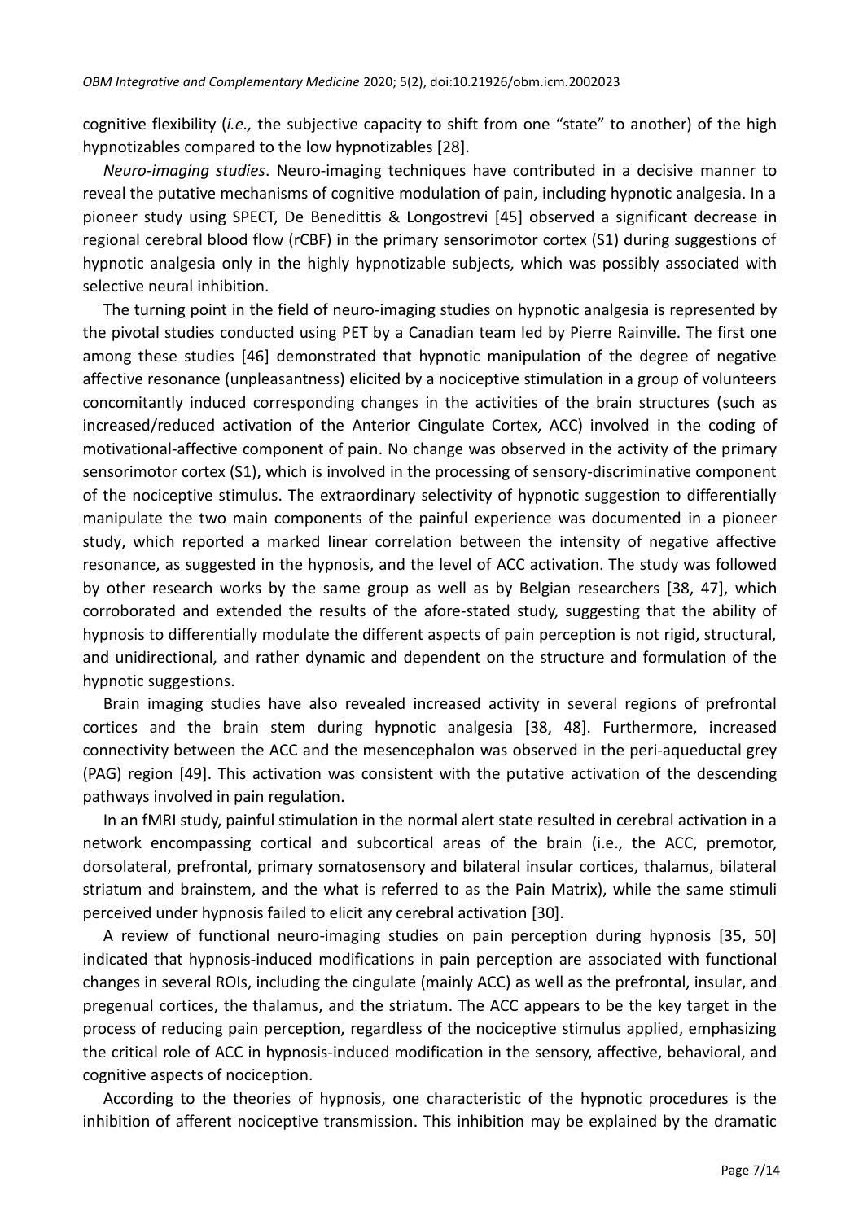cognitive flexibility (*i.e.,* the subjective capacity to shift from one "state" to another) of the high hypnotizables compared to the low hypnotizables [28].

*Neuro-imaging studies*. Neuro-imaging techniques have contributed in a decisive manner to reveal the putative mechanisms of cognitive modulation of pain, including hypnotic analgesia. In a pioneer study using SPECT, De Benedittis & Longostrevi [45] observed a significant decrease in regional cerebral blood flow (rCBF) in the primary sensorimotor cortex (S1) during suggestions of hypnotic analgesia only in the highly hypnotizable subjects, which was possibly associated with selective neural inhibition.

The turning point in the field of neuro-imaging studies on hypnotic analgesia is represented by the pivotal studies conducted using PET by a Canadian team led by Pierre Rainville. The first one among these studies [46] demonstrated that hypnotic manipulation of the degree of negative affective resonance (unpleasantness) elicited by a nociceptive stimulation in a group of volunteers concomitantly induced corresponding changes in the activities of the brain structures (such as increased/reduced activation of the Anterior Cingulate Cortex, ACC) involved in the coding of motivational-affective component of pain. No change was observed in the activity of the primary sensorimotor cortex (S1), which is involved in the processing of sensory-discriminative component of the nociceptive stimulus. The extraordinary selectivity of hypnotic suggestion to differentially manipulate the two main components of the painful experience was documented in a pioneer study, which reported a marked linear correlation between the intensity of negative affective resonance, as suggested in the hypnosis, and the level of ACC activation. The study was followed by other research works by the same group as well as by Belgian researchers [38, 47], which corroborated and extended the results of the afore-stated study, suggesting that the ability of hypnosis to differentially modulate the different aspects of pain perception is not rigid, structural, and unidirectional, and rather dynamic and dependent on the structure and formulation of the hypnotic suggestions.

Brain imaging studies have also revealed increased activity in several regions of prefrontal cortices and the brain stem during hypnotic analgesia [38, 48]. Furthermore, increased connectivity between the ACC and the mesencephalon was observed in the peri-aqueductal grey (PAG) region [49]. This activation was consistent with the putative activation of the descending pathways involved in pain regulation.

In an fMRI study, painful stimulation in the normal alert state resulted in cerebral activation in a network encompassing cortical and subcortical areas of the brain (i.e., the ACC, premotor, dorsolateral, prefrontal, primary somatosensory and bilateral insular cortices, thalamus, bilateral striatum and brainstem, and the what is referred to as the Pain Matrix), while the same stimuli perceived under hypnosis failed to elicit any cerebral activation [30].

A review of functional neuro-imaging studies on pain perception during hypnosis [35, 50] indicated that hypnosis-induced modifications in pain perception are associated with functional changes in several ROIs, including the cingulate (mainly ACC) as well as the prefrontal, insular, and pregenual cortices, the thalamus, and the striatum. The ACC appears to be the key target in the process of reducing pain perception, regardless of the nociceptive stimulus applied, emphasizing the critical role of ACC in hypnosis-induced modification in the sensory, affective, behavioral, and cognitive aspects of nociception.

According to the theories of hypnosis, one characteristic of the hypnotic procedures is the inhibition of afferent nociceptive transmission. This inhibition may be explained by the dramatic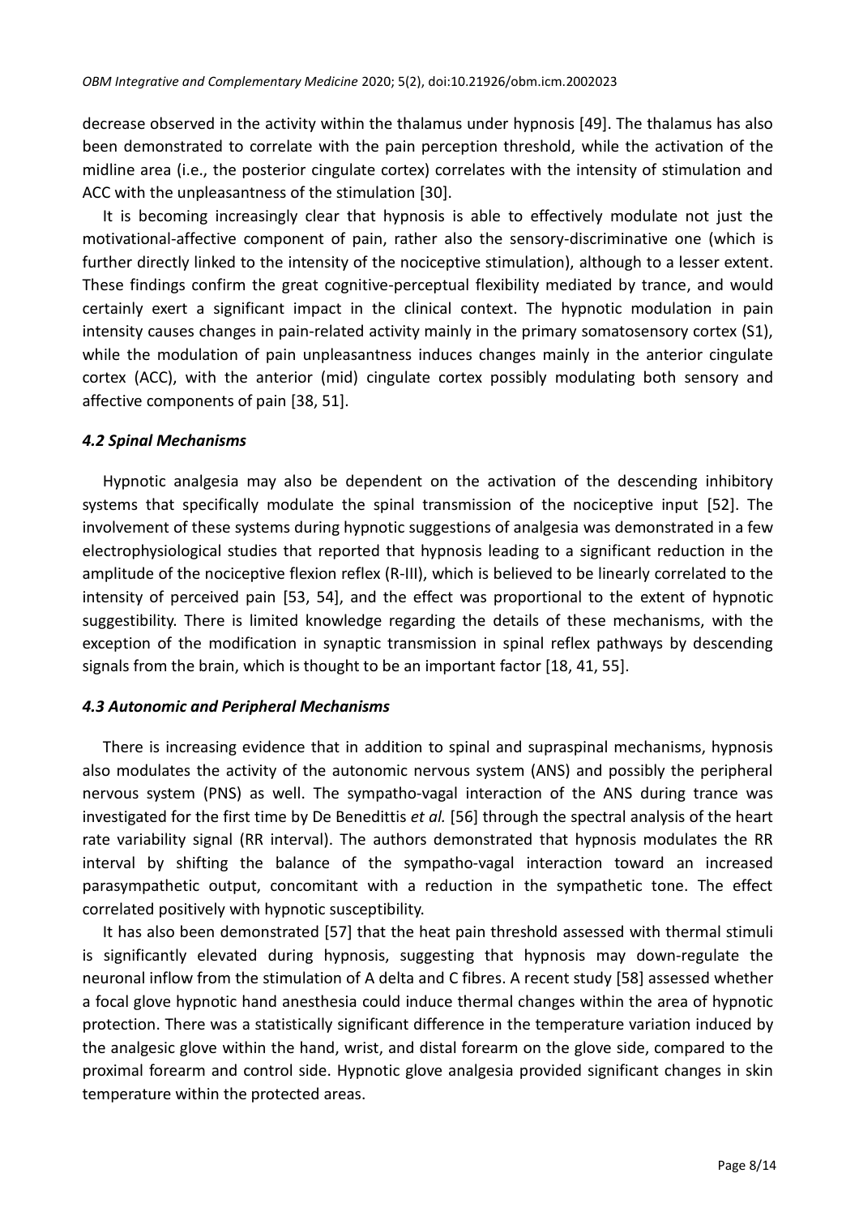decrease observed in the activity within the thalamus under hypnosis [49]. The thalamus has also been demonstrated to correlate with the pain perception threshold, while the activation of the midline area (i.e., the posterior cingulate cortex) correlates with the intensity of stimulation and ACC with the unpleasantness of the stimulation [30].

It is becoming increasingly clear that hypnosis is able to effectively modulate not just the motivational-affective component of pain, rather also the sensory-discriminative one (which is further directly linked to the intensity of the nociceptive stimulation), although to a lesser extent. These findings confirm the great cognitive-perceptual flexibility mediated by trance, and would certainly exert a significant impact in the clinical context. The hypnotic modulation in pain intensity causes changes in pain-related activity mainly in the primary somatosensory cortex (S1), while the modulation of pain unpleasantness induces changes mainly in the anterior cingulate cortex (ACC), with the anterior (mid) cingulate cortex possibly modulating both sensory and affective components of pain [38, 51].

### *4.2 Spinal Mechanisms*

Hypnotic analgesia may also be dependent on the activation of the descending inhibitory systems that specifically modulate the spinal transmission of the nociceptive input [52]. The involvement of these systems during hypnotic suggestions of analgesia was demonstrated in a few electrophysiological studies that reported that hypnosis leading to a significant reduction in the amplitude of the nociceptive flexion reflex (R-III), which is believed to be linearly correlated to the intensity of perceived pain [53, 54], and the effect was proportional to the extent of hypnotic suggestibility. There is limited knowledge regarding the details of these mechanisms, with the exception of the modification in synaptic transmission in spinal reflex pathways by descending signals from the brain, which is thought to be an important factor [18, 41, 55].

### *4.3 Autonomic and Peripheral Mechanisms*

There is increasing evidence that in addition to spinal and supraspinal mechanisms, hypnosis also modulates the activity of the autonomic nervous system (ANS) and possibly the peripheral nervous system (PNS) as well. The sympatho-vagal interaction of the ANS during trance was investigated for the first time by De Benedittis *et al.* [56] through the spectral analysis of the heart rate variability signal (RR interval). The authors demonstrated that hypnosis modulates the RR interval by shifting the balance of the sympatho-vagal interaction toward an increased parasympathetic output, concomitant with a reduction in the sympathetic tone. The effect correlated positively with hypnotic susceptibility.

It has also been demonstrated [57] that the heat pain threshold assessed with thermal stimuli is significantly elevated during hypnosis, suggesting that hypnosis may down-regulate the neuronal inflow from the stimulation of A delta and C fibres. A recent study [58] assessed whether a focal glove hypnotic hand anesthesia could induce thermal changes within the area of hypnotic protection. There was a statistically significant difference in the temperature variation induced by the analgesic glove within the hand, wrist, and distal forearm on the glove side, compared to the proximal forearm and control side. Hypnotic glove analgesia provided significant changes in skin temperature within the protected areas.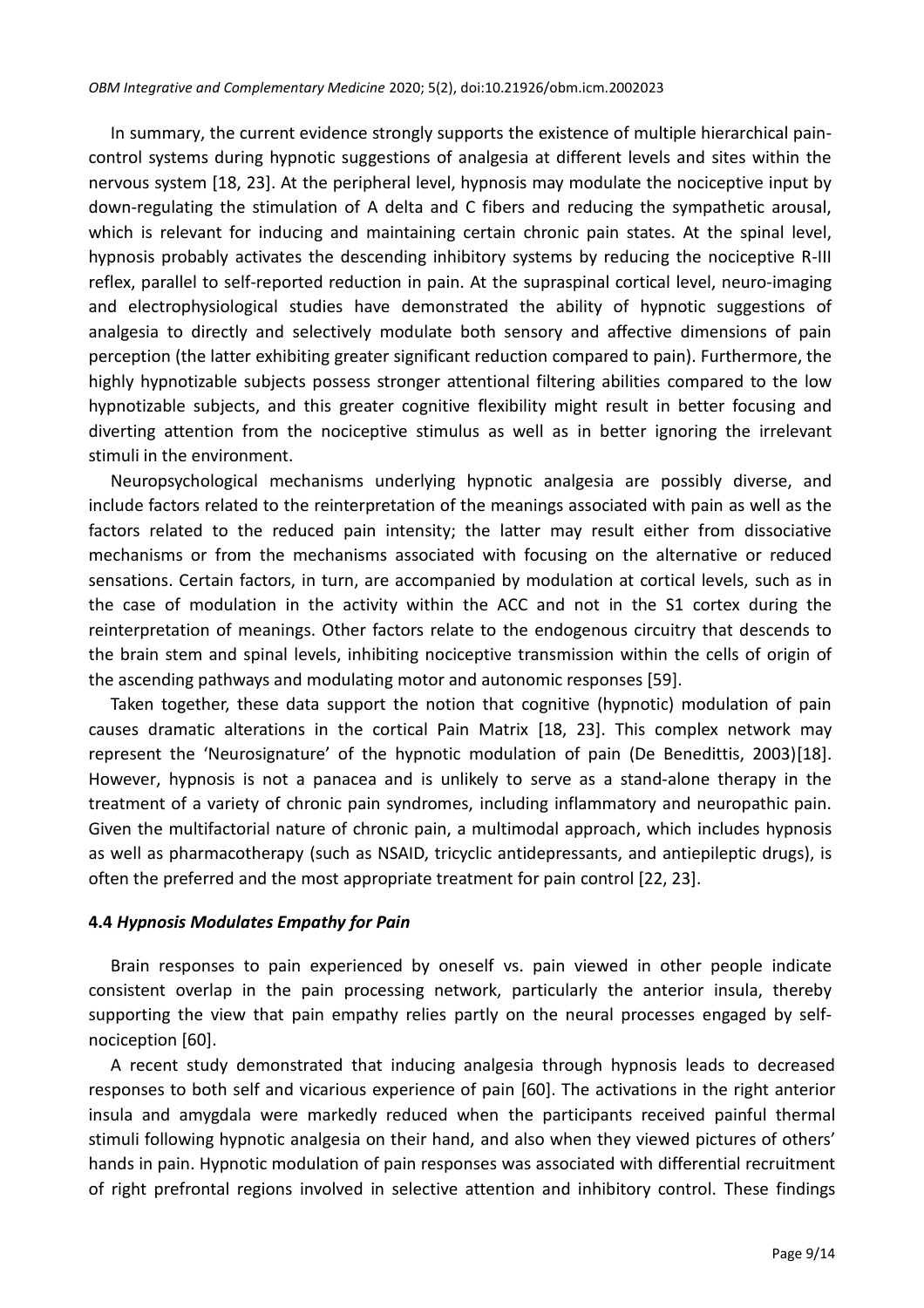In summary, the current evidence strongly supports the existence of multiple hierarchical pain-control systems during hypnotic suggestions of analgesia at different levels and sites within the nervous system [18, 23]. At the peripheral level, hypnosis may modulate the nociceptive input by down-regulating the stimulation of A delta and C fibers and reducing the sympathetic arousal, which is relevant for inducing and maintaining certain chronic pain states. At the spinal level, hypnosis probably activates the descending inhibitory systems by reducing the nociceptive R-III reflex, parallel to self-reported reduction in pain. At the supraspinal cortical level, neuro-imaging and electrophysiological studies have demonstrated the ability of hypnotic suggestions of analgesia to directly and selectively modulate both sensory and affective dimensions of pain perception (the latter exhibiting greater significant reduction compared to pain). Furthermore, the highly hypnotizable subjects possess stronger attentional filtering abilities compared to the low hypnotizable subjects, and this greater cognitive flexibility might result in better focusing and diverting attention from the nociceptive stimulus as well as in better ignoring the irrelevant stimuli in the environment.

Neuropsychological mechanisms underlying hypnotic analgesia are possibly diverse, and include factors related to the reinterpretation of the meanings associated with pain as well as the factors related to the reduced pain intensity; the latter may result either from dissociative mechanisms or from the mechanisms associated with focusing on the alternative or reduced sensations. Certain factors, in turn, are accompanied by modulation at cortical levels, such as in the case of modulation in the activity within the ACC and not in the S1 cortex during the reinterpretation of meanings. Other factors relate to the endogenous circuitry that descends to the brain stem and spinal levels, inhibiting nociceptive transmission within the cells of origin of the ascending pathways and modulating motor and autonomic responses [59].

Taken together, these data support the notion that cognitive (hypnotic) modulation of pain causes dramatic alterations in the cortical Pain Matrix [18, 23]. This complex network may represent the 'Neurosignature' of the hypnotic modulation of pain (De Benedittis, 2003)[18]. However, hypnosis is not a panacea and is unlikely to serve as a stand-alone therapy in the treatment of a variety of chronic pain syndromes, including inflammatory and neuropathic pain. Given the multifactorial nature of chronic pain, a multimodal approach, which includes hypnosis as well as pharmacotherapy (such as NSAID, tricyclic antidepressants, and antiepileptic drugs), is often the preferred and the most appropriate treatment for pain control [22, 23].

### 4.4 *Hypnosis Modulates Empathy for Pain*

Brain responses to pain experienced by oneself vs. pain viewed in other people indicate consistent overlap in the pain processing network, particularly the anterior insula, thereby supporting the view that pain empathy relies partly on the neural processes engaged by self-nociception [60].

A recent study demonstrated that inducing analgesia through hypnosis leads to decreased responses to both self and vicarious experience of pain [60]. The activations in the right anterior insula and amygdala were markedly reduced when the participants received painful thermal stimuli following hypnotic analgesia on their hand, and also when they viewed pictures of others' hands in pain. Hypnotic modulation of pain responses was associated with differential recruitment of right prefrontal regions involved in selective attention and inhibitory control. These findings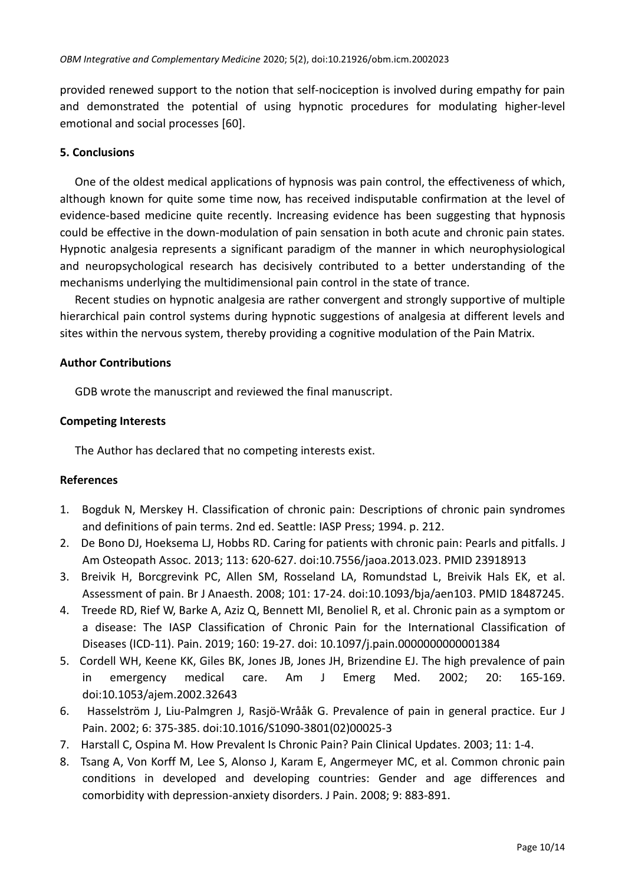provided renewed support to the notion that self-nociception is involved during empathy for pain and demonstrated the potential of using hypnotic procedures for modulating higher-level emotional and social processes [60].

## 5. Conclusions

One of the oldest medical applications of hypnosis was pain control, the effectiveness of which, although known for quite some time now, has received indisputable confirmation at the level of evidence-based medicine quite recently. Increasing evidence has been suggesting that hypnosis could be effective in the down-modulation of pain sensation in both acute and chronic pain states. Hypnotic analgesia represents a significant paradigm of the manner in which neurophysiological and neuropsychological research has decisively contributed to a better understanding of the mechanisms underlying the multidimensional pain control in the state of trance.

Recent studies on hypnotic analgesia are rather convergent and strongly supportive of multiple hierarchical pain control systems during hypnotic suggestions of analgesia at different levels and sites within the nervous system, thereby providing a cognitive modulation of the Pain Matrix.

## Author Contributions

GDB wrote the manuscript and reviewed the final manuscript.

## Competing Interests

The Author has declared that no competing interests exist.

## References

1. Bogduk N, Merskey H. Classification of chronic pain: Descriptions of chronic pain syndromes and definitions of pain terms. 2nd ed. Seattle: IASP Press; 1994. p. 212.
2. De Bono DJ, Hoeksema LJ, Hobbs RD. Caring for patients with chronic pain: Pearls and pitfalls. J Am Osteopath Assoc. 2013; 113: 620-627. doi:10.7556/jaoa.2013.023. PMID 23918913
3. Breivik H, Borcgrevink PC, Allen SM, Rosseland LA, Romundstad L, Breivik Hals EK, et al. Assessment of pain. Br J Anaesth. 2008; 101: 17-24. doi:10.1093/bja/aen103. PMID 18487245.
4. Treede RD, Rief W, Barke A, Aziz Q, Bennett MI, Benoliel R, et al. Chronic pain as a symptom or a disease: The IASP Classification of Chronic Pain for the International Classification of Diseases (ICD-11). Pain. 2019; 160: 19-27. doi: 10.1097/j.pain.0000000000001384
5. Cordell WH, Keene KK, Giles BK, Jones JB, Jones JH, Brizendine EJ. The high prevalence of pain in emergency medical care. Am J Emerg Med. 2002; 20: 165-169. doi:10.1053/ajem.2002.32643
6. Hasselström J, Liu-Palmgren J, Rasjö-Wrååk G. Prevalence of pain in general practice. Eur J Pain. 2002; 6: 375-385. doi:10.1016/S1090-3801(02)00025-3
7. Harstall C, Ospina M. How Prevalent Is Chronic Pain? Pain Clinical Updates. 2003; 11: 1-4.
8. Tsang A, Von Korff M, Lee S, Alonso J, Karam E, Angermeyer MC, et al. Common chronic pain conditions in developed and developing countries: Gender and age differences and comorbidity with depression-anxiety disorders. J Pain. 2008; 9: 883-891.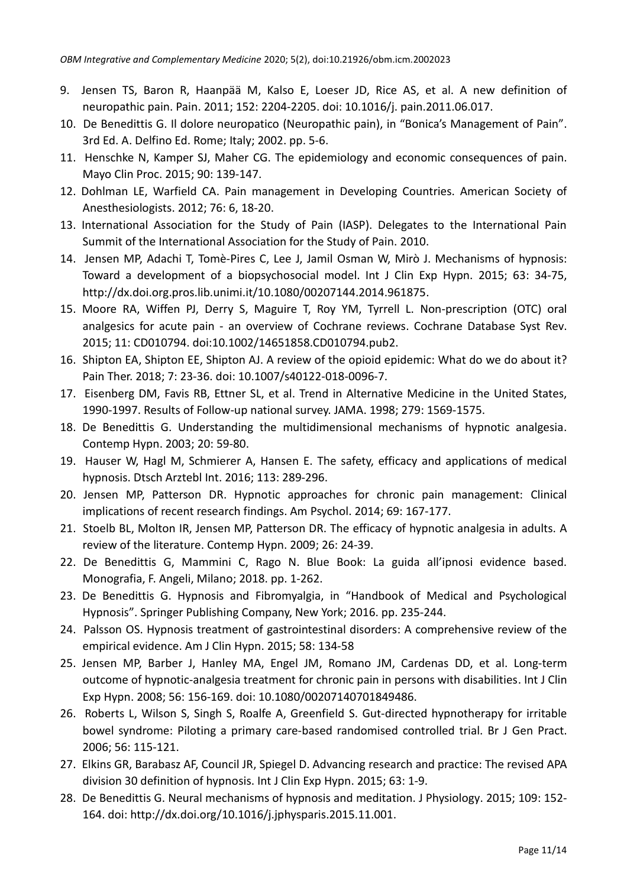9. Jensen TS, Baron R, Haanpää M, Kalso E, Loeser JD, Rice AS, et al. A new definition of neuropathic pain. Pain. 2011; 152: 2204-2205. doi: 10.1016/j. pain.2011.06.017.
10. De Benedittis G. Il dolore neuropatico (Neuropathic pain), in "Bonica's Management of Pain". 3rd Ed. A. Delfino Ed. Rome; Italy; 2002. pp. 5-6.
11. Henschke N, Kamper SJ, Maher CG. The epidemiology and economic consequences of pain. Mayo Clin Proc. 2015; 90: 139-147.
12. Dohlman LE, Warfield CA. Pain management in Developing Countries. American Society of Anesthesiologists. 2012; 76: 6, 18-20.
13. International Association for the Study of Pain (IASP). Delegates to the International Pain Summit of the International Association for the Study of Pain. 2010.
14. Jensen MP, Adachi T, Tomè-Pires C, Lee J, Jamil Osman W, Mirò J. Mechanisms of hypnosis: Toward a development of a biopsychosocial model. Int J Clin Exp Hypn. 2015; 63: 34-75, http://dx.doi.org.pros.lib.unimi.it/10.1080/00207144.2014.961875.
15. Moore RA, Wiffen PJ, Derry S, Maguire T, Roy YM, Tyrrell L. Non-prescription (OTC) oral analgesics for acute pain - an overview of Cochrane reviews. Cochrane Database Syst Rev. 2015; 11: CD010794. doi:10.1002/14651858.CD010794.pub2.
16. Shipton EA, Shipton EE, Shipton AJ. A review of the opioid epidemic: What do we do about it? Pain Ther. 2018; 7: 23-36. doi: 10.1007/s40122-018-0096-7.
17. Eisenberg DM, Favis RB, Ettner SL, et al. Trend in Alternative Medicine in the United States, 1990-1997. Results of Follow-up national survey. JAMA. 1998; 279: 1569-1575.
18. De Benedittis G. Understanding the multidimensional mechanisms of hypnotic analgesia. Contemp Hypn. 2003; 20: 59-80.
19. Hauser W, Hagl M, Schmierer A, Hansen E. The safety, efficacy and applications of medical hypnosis. Dtsch Arztebl Int. 2016; 113: 289-296.
20. Jensen MP, Patterson DR. Hypnotic approaches for chronic pain management: Clinical implications of recent research findings. Am Psychol. 2014; 69: 167-177.
21. Stoelb BL, Molton IR, Jensen MP, Patterson DR. The efficacy of hypnotic analgesia in adults. A review of the literature. Contemp Hypn. 2009; 26: 24-39.
22. De Benedittis G, Mammini C, Rago N. Blue Book: La guida all'ipnosi evidence based. Monografia, F. Angeli, Milano; 2018. pp. 1-262.
23. De Benedittis G. Hypnosis and Fibromyalgia, in "Handbook of Medical and Psychological Hypnosis". Springer Publishing Company, New York; 2016. pp. 235-244.
24. Palsson OS. Hypnosis treatment of gastrointestinal disorders: A comprehensive review of the empirical evidence. Am J Clin Hypn. 2015; 58: 134-58
25. Jensen MP, Barber J, Hanley MA, Engel JM, Romano JM, Cardenas DD, et al. Long-term outcome of hypnotic-analgesia treatment for chronic pain in persons with disabilities. Int J Clin Exp Hypn. 2008; 56: 156-169. doi: 10.1080/00207140701849486.
26. Roberts L, Wilson S, Singh S, Roalfe A, Greenfield S. Gut-directed hypnotherapy for irritable bowel syndrome: Piloting a primary care-based randomised controlled trial. Br J Gen Pract. 2006; 56: 115-121.
27. Elkins GR, Barabasz AF, Council JR, Spiegel D. Advancing research and practice: The revised APA division 30 definition of hypnosis. Int J Clin Exp Hypn. 2015; 63: 1-9.
28. De Benedittis G. Neural mechanisms of hypnosis and meditation. J Physiology. 2015; 109: 152-164. doi: http://dx.doi.org/10.1016/j.jphysparis.2015.11.001.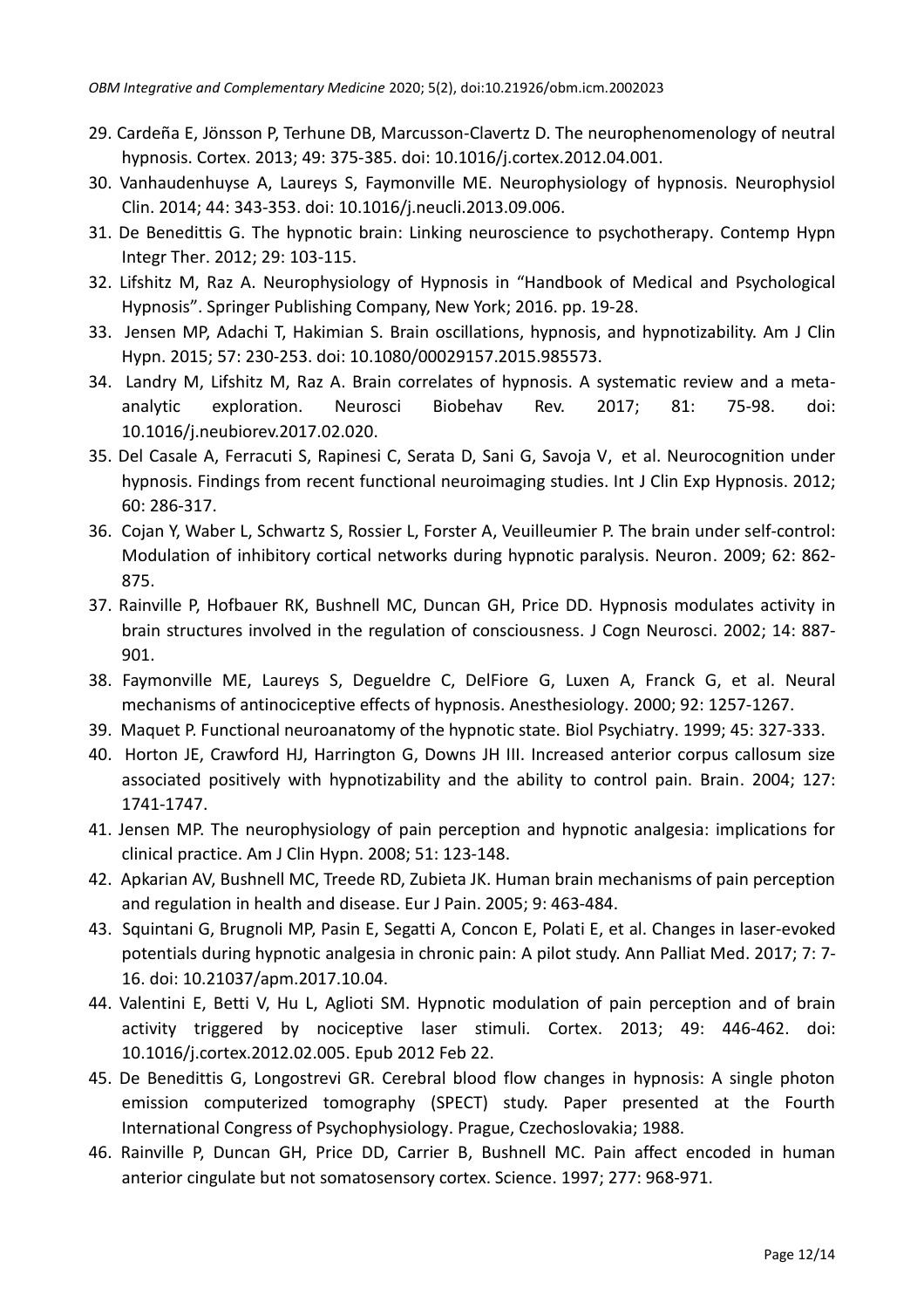29. Cardeña E, Jönsson P, Terhune DB, Marcusson-Clavertz D. The neurophenomenology of neutral hypnosis. Cortex. 2013; 49: 375-385. doi: 10.1016/j.cortex.2012.04.001.
30. Vanhaudenhuyse A, Laureys S, Faymonville ME. Neurophysiology of hypnosis. Neurophysiol Clin. 2014; 44: 343-353. doi: 10.1016/j.neucli.2013.09.006.
31. De Benedittis G. The hypnotic brain: Linking neuroscience to psychotherapy. Contemp Hypn Integr Ther. 2012; 29: 103-115.
32. Lifshitz M, Raz A. Neurophysiology of Hypnosis in "Handbook of Medical and Psychological Hypnosis". Springer Publishing Company, New York; 2016. pp. 19-28.
33. Jensen MP, Adachi T, Hakimian S. Brain oscillations, hypnosis, and hypnotizability. Am J Clin Hypn. 2015; 57: 230-253. doi: 10.1080/00029157.2015.985573.
34. Landry M, Lifshitz M, Raz A. Brain correlates of hypnosis. A systematic review and a meta-analytic exploration. Neurosci Biobehav Rev. 2017; 81: 75-98. doi: 10.1016/j.neubiorev.2017.02.020.
35. Del Casale A, Ferracuti S, Rapinesi C, Serata D, Sani G, Savoja V, et al. Neurocognition under hypnosis. Findings from recent functional neuroimaging studies. Int J Clin Exp Hypnosis. 2012; 60: 286-317.
36. Cojan Y, Waber L, Schwartz S, Rossier L, Forster A, Veuilleumier P. The brain under self-control: Modulation of inhibitory cortical networks during hypnotic paralysis. Neuron. 2009; 62: 862-875.
37. Rainville P, Hofbauer RK, Bushnell MC, Duncan GH, Price DD. Hypnosis modulates activity in brain structures involved in the regulation of consciousness. J Cogn Neurosci. 2002; 14: 887-901.
38. Faymonville ME, Laureys S, Degueldre C, DelFiore G, Luxen A, Franck G, et al. Neural mechanisms of antinociceptive effects of hypnosis. Anesthesiology. 2000; 92: 1257-1267.
39. Maquet P. Functional neuroanatomy of the hypnotic state. Biol Psychiatry. 1999; 45: 327-333.
40. Horton JE, Crawford HJ, Harrington G, Downs JH III. Increased anterior corpus callosum size associated positively with hypnotizability and the ability to control pain. Brain. 2004; 127: 1741-1747.
41. Jensen MP. The neurophysiology of pain perception and hypnotic analgesia: implications for clinical practice. Am J Clin Hypn. 2008; 51: 123-148.
42. Apkarian AV, Bushnell MC, Treede RD, Zubieta JK. Human brain mechanisms of pain perception and regulation in health and disease. Eur J Pain. 2005; 9: 463-484.
43. Squintani G, Brugnoli MP, Pasin E, Segatti A, Concon E, Polati E, et al. Changes in laser-evoked potentials during hypnotic analgesia in chronic pain: A pilot study. Ann Palliat Med. 2017; 7: 7-16. doi: 10.21037/apm.2017.10.04.
44. Valentini E, Betti V, Hu L, Aglioti SM. Hypnotic modulation of pain perception and of brain activity triggered by nociceptive laser stimuli. Cortex. 2013; 49: 446-462. doi: 10.1016/j.cortex.2012.02.005. Epub 2012 Feb 22.
45. De Benedittis G, Longostrevi GR. Cerebral blood flow changes in hypnosis: A single photon emission computerized tomography (SPECT) study. Paper presented at the Fourth International Congress of Psychophysiology. Prague, Czechoslovakia; 1988.
46. Rainville P, Duncan GH, Price DD, Carrier B, Bushnell MC. Pain affect encoded in human anterior cingulate but not somatosensory cortex. Science. 1997; 277: 968-971.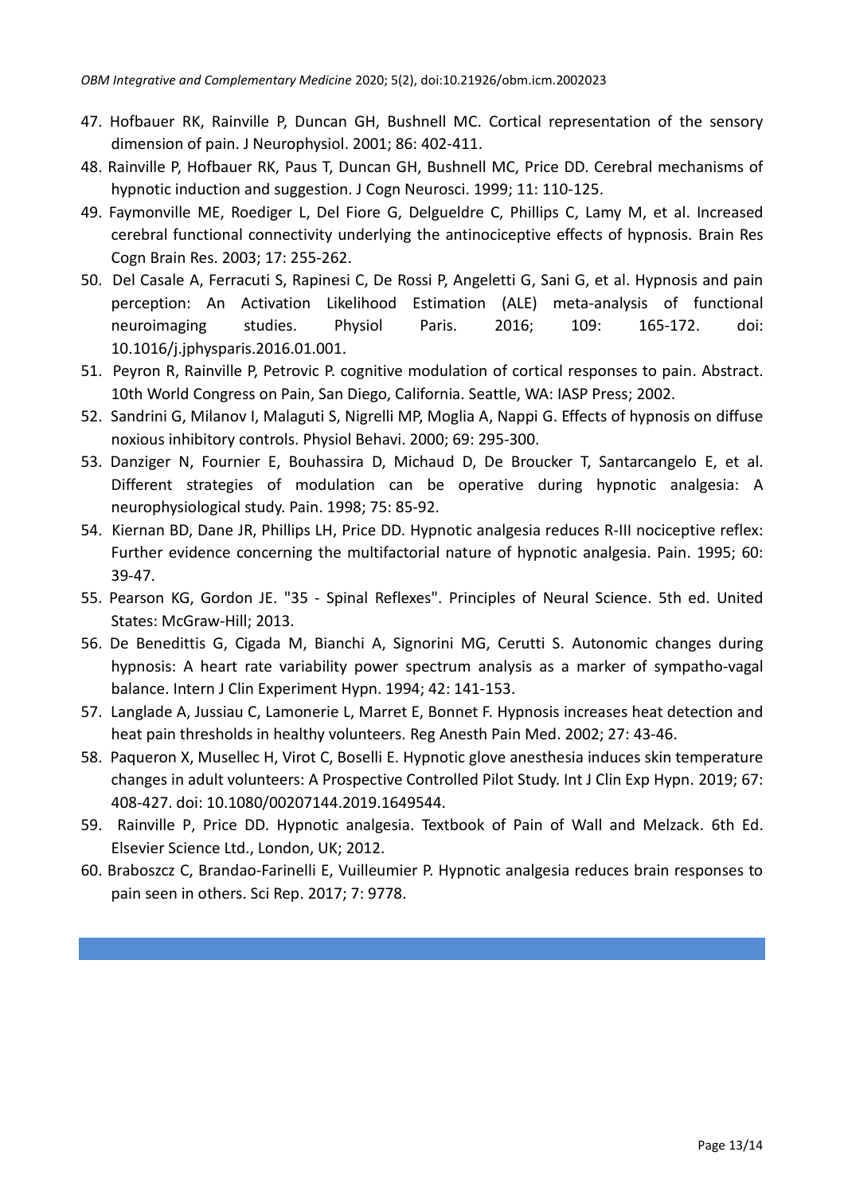47. Hofbauer RK, Rainville P, Duncan GH, Bushnell MC. Cortical representation of the sensory dimension of pain. J Neurophysiol. 2001; 86: 402-411.
48. Rainville P, Hofbauer RK, Paus T, Duncan GH, Bushnell MC, Price DD. Cerebral mechanisms of hypnotic induction and suggestion. J Cogn Neurosci. 1999; 11: 110-125.
49. Faymonville ME, Roediger L, Del Fiore G, Delgueldre C, Phillips C, Lamy M, et al. Increased cerebral functional connectivity underlying the antinociceptive effects of hypnosis. Brain Res Cogn Brain Res. 2003; 17: 255-262.
50. Del Casale A, Ferracuti S, Rapinesi C, De Rossi P, Angeletti G, Sani G, et al. Hypnosis and pain perception: An Activation Likelihood Estimation (ALE) meta-analysis of functional neuroimaging studies. Physiol Paris. 2016; 109: 165-172. doi: 10.1016/j.jphysparis.2016.01.001.
51. Peyron R, Rainville P, Petrovic P. cognitive modulation of cortical responses to pain. Abstract. 10th World Congress on Pain, San Diego, California. Seattle, WA: IASP Press; 2002.
52. Sandrini G, Milanov I, Malaguti S, Nigrelli MP, Moglia A, Nappi G. Effects of hypnosis on diffuse noxious inhibitory controls. Physiol Behavi. 2000; 69: 295-300.
53. Danziger N, Fournier E, Bouhassira D, Michaud D, De Broucker T, Santarcangelo E, et al. Different strategies of modulation can be operative during hypnotic analgesia: A neurophysiological study. Pain. 1998; 75: 85-92.
54. Kiernan BD, Dane JR, Phillips LH, Price DD. Hypnotic analgesia reduces R-III nociceptive reflex: Further evidence concerning the multifactorial nature of hypnotic analgesia. Pain. 1995; 60: 39-47.
55. Pearson KG, Gordon JE. "35 - Spinal Reflexes". Principles of Neural Science. 5th ed. United States: McGraw-Hill; 2013.
56. De Benedittis G, Cigada M, Bianchi A, Signorini MG, Cerutti S. Autonomic changes during hypnosis: A heart rate variability power spectrum analysis as a marker of sympatho-vagal balance. Intern J Clin Experiment Hypn. 1994; 42: 141-153.
57. Langlade A, Jussiau C, Lamonerie L, Marret E, Bonnet F. Hypnosis increases heat detection and heat pain thresholds in healthy volunteers. Reg Anesth Pain Med. 2002; 27: 43-46.
58. Paqueron X, Musellec H, Virot C, Boselli E. Hypnotic glove anesthesia induces skin temperature changes in adult volunteers: A Prospective Controlled Pilot Study. Int J Clin Exp Hypn. 2019; 67: 408-427. doi: 10.1080/00207144.2019.1649544.
59. Rainville P, Price DD. Hypnotic analgesia. Textbook of Pain of Wall and Melzack. 6th Ed. Elsevier Science Ltd., London, UK; 2012.
60. Braboszcz C, Brandao-Farinelli E, Vuilleumier P. Hypnotic analgesia reduces brain responses to pain seen in others. Sci Rep. 2017; 7: 9778.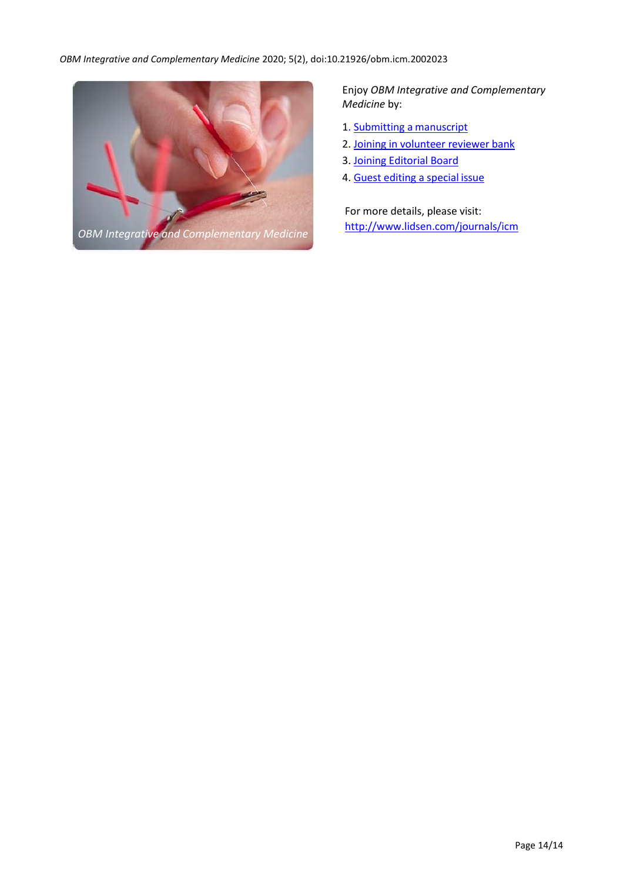Enjoy *OBM Integrative and Complementary Medicine* by:

1. Submitting a manuscript
2. Joining in volunteer reviewer bank
3. Joining Editorial Board
4. Guest editing a special issue

For more details, please visit:
http://www.lidsen.com/journals/icm